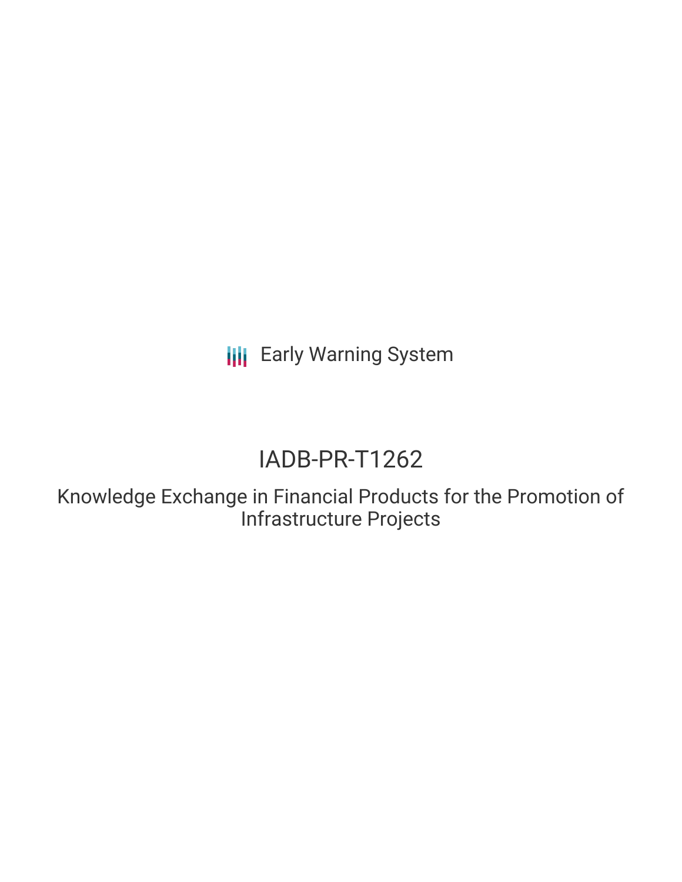Early Warning System

# IADB-PR-T1262

## Knowledge Exchange in Financial Products for the Promotion of Infrastructure Projects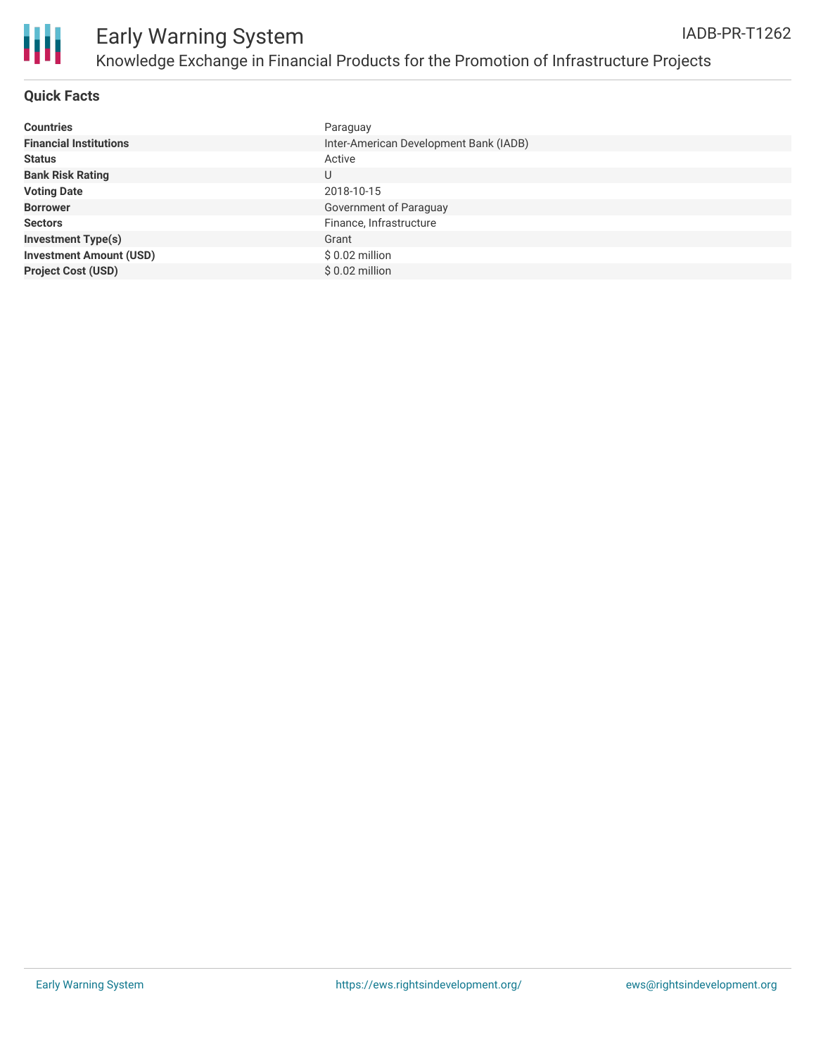# Early Warning System

## Knowledge Exchange in Financial Products for the Promotion of Infrastructure Projects

IADB-PR-T1262

### Quick Facts

| | |
|---|---|
| **Countries** | Paraguay |
| **Financial Institutions** | Inter-American Development Bank (IADB) |
| **Status** | Active |
| **Bank Risk Rating** | U |
| **Voting Date** | 2018-10-15 |
| **Borrower** | Government of Paraguay |
| **Sectors** | Finance, Infrastructure |
| **Investment Type(s)** | Grant |
| **Investment Amount (USD)** | $ 0.02 million |
| **Project Cost (USD)** | $ 0.02 million |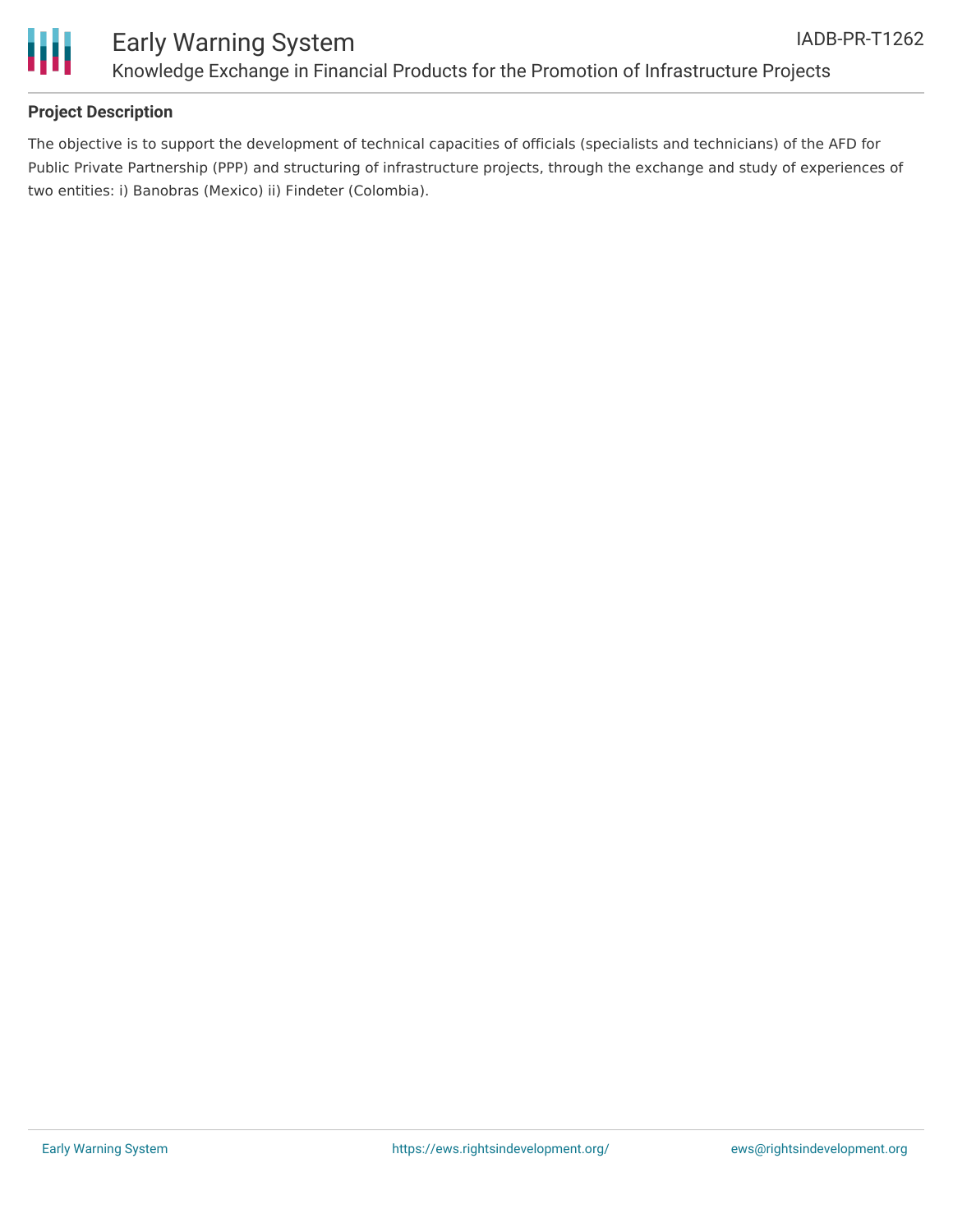### Project Description

The objective is to support the development of technical capacities of officials (specialists and technicians) of the AFD for Public Private Partnership (PPP) and structuring of infrastructure projects, through the exchange and study of experiences of two entities: i) Banobras (Mexico) ii) Findeter (Colombia).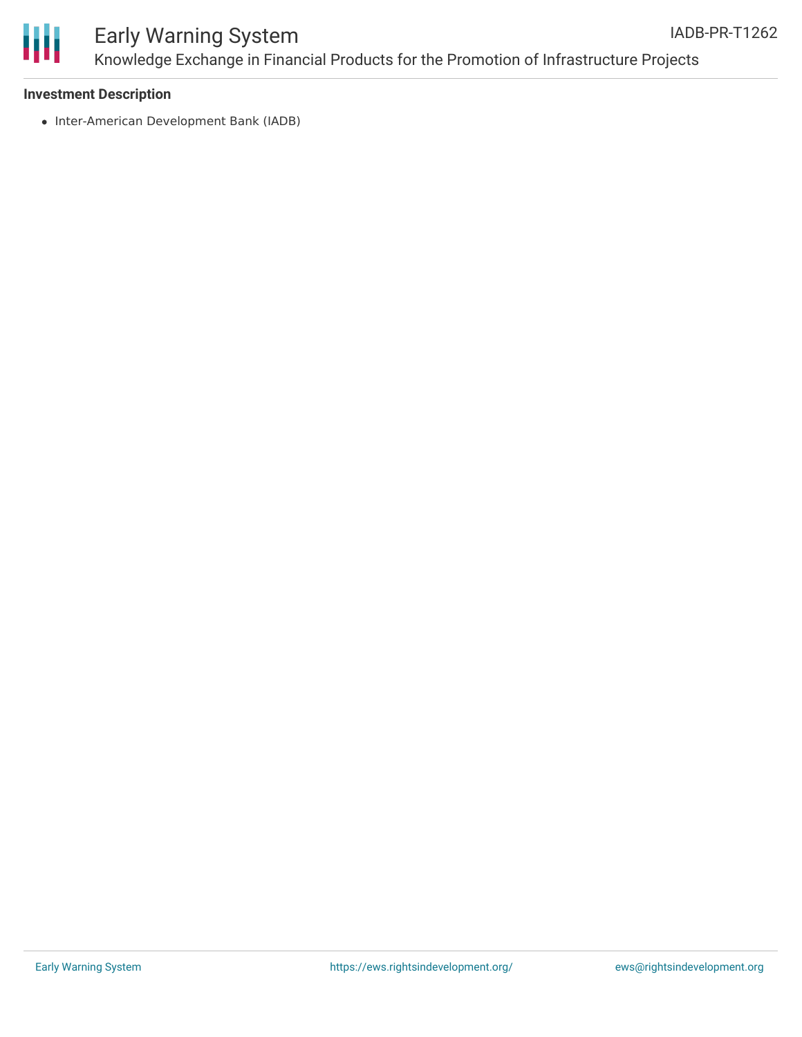**Investment Description**

- Inter-American Development Bank (IADB)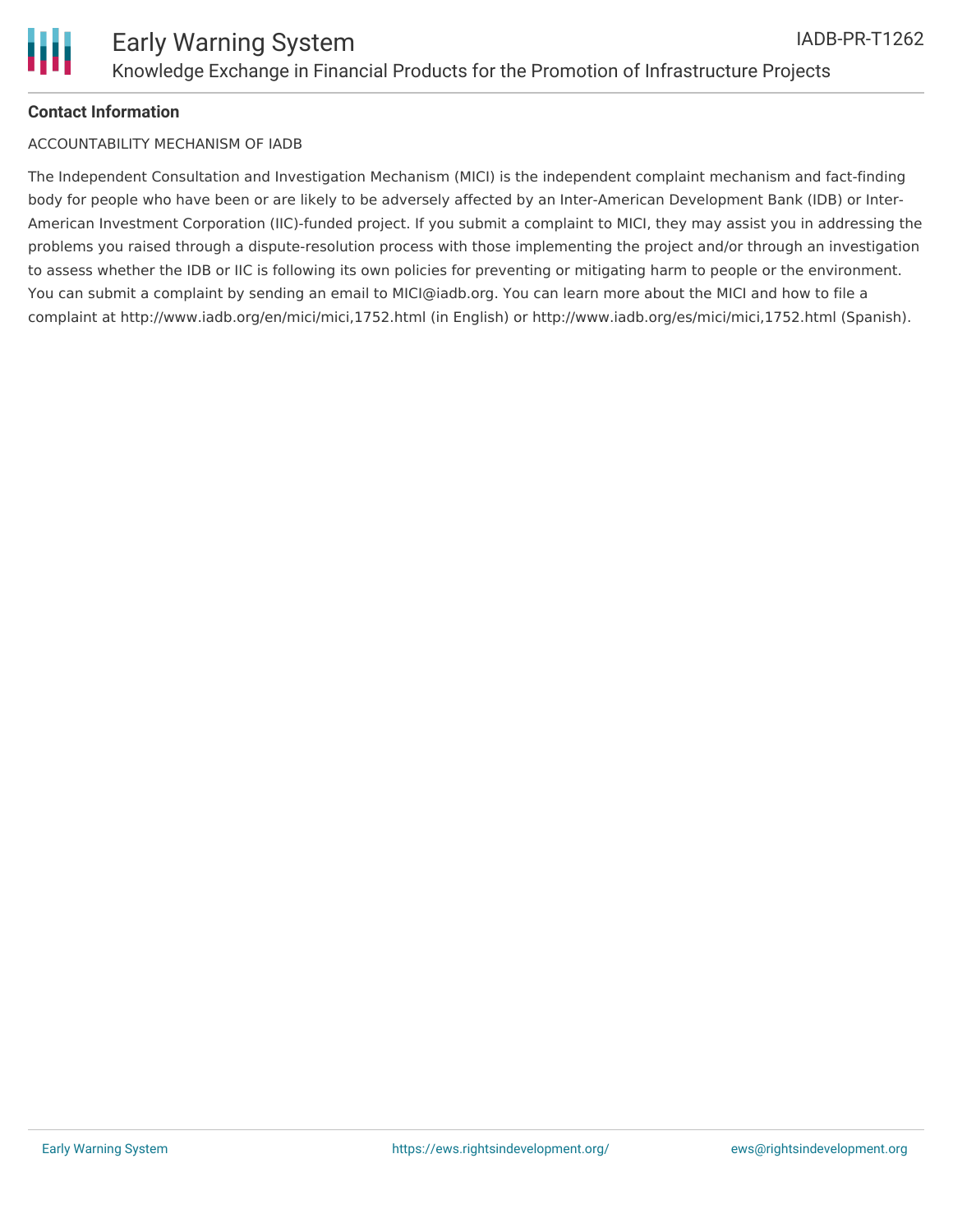**Contact Information**

ACCOUNTABILITY MECHANISM OF IADB

The Independent Consultation and Investigation Mechanism (MICI) is the independent complaint mechanism and fact-finding body for people who have been or are likely to be adversely affected by an Inter-American Development Bank (IDB) or Inter-American Investment Corporation (IIC)-funded project. If you submit a complaint to MICI, they may assist you in addressing the problems you raised through a dispute-resolution process with those implementing the project and/or through an investigation to assess whether the IDB or IIC is following its own policies for preventing or mitigating harm to people or the environment. You can submit a complaint by sending an email to MICI@iadb.org. You can learn more about the MICI and how to file a complaint at http://www.iadb.org/en/mici/mici,1752.html (in English) or http://www.iadb.org/es/mici/mici,1752.html (Spanish).